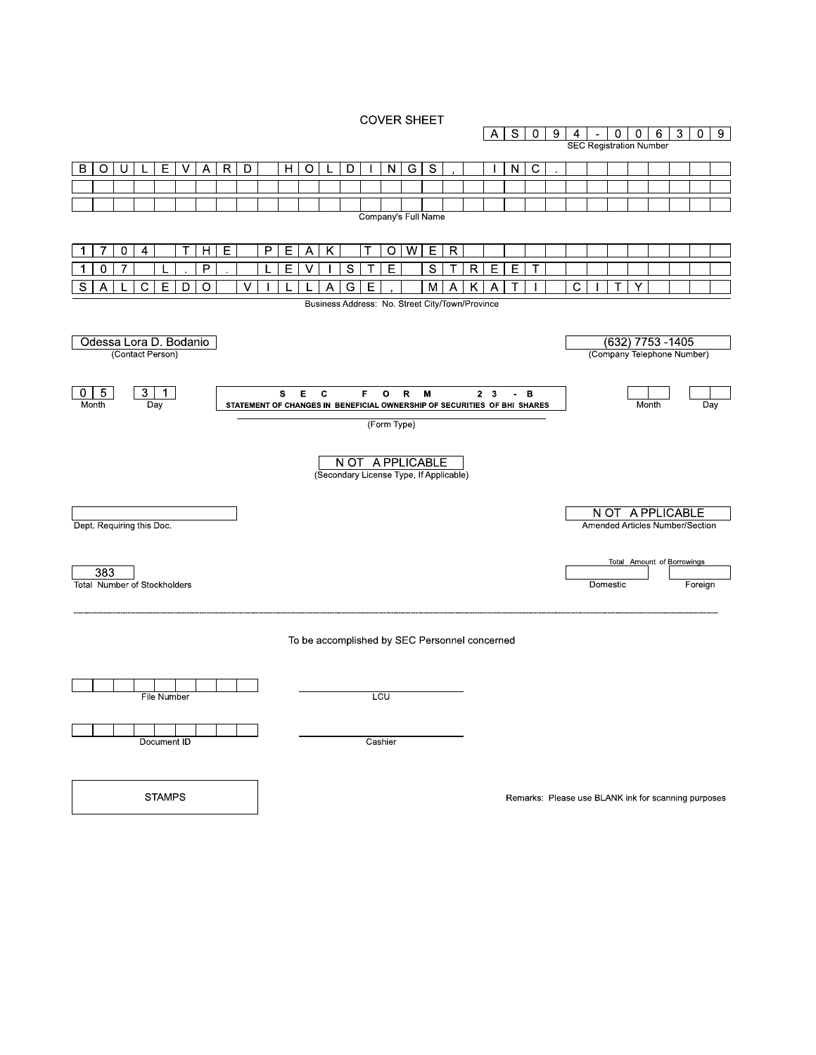# COVER SHEET

**AS094-006309**
SEC Registration Number

**BOULEVARD HOLDINGS, INC.**

Company's Full Name

**1704 THE PEAK TOWER**
**107 L. P. LEVISTE STREET**
**SALCEDO VILLAGE, MAKATI CITY**

Business Address: No. Street City/Town/Province

Odessa Lora D. Bodanio
(Contact Person)

(632) 7753 -1405
(Company Telephone Number)

| 0 5 | 3 1 |
|---|---|
| Month | Day |

**SEC FORM 23-B**
STATEMENT OF CHANGES IN BENEFICIAL OWNERSHIP OF SECURITIES OF BHI SHARES

(Form Type)

| | |
|---|---|
| Month | Day |

NOT APPLICABLE
(Secondary License Type, If Applicable)

Dept. Requiring this Doc.

NOT APPLICABLE
Amended Articles Number/Section

383
Total Number of Stockholders

Total Amount of Borrowings

| Domestic | Foreign |
|---|---|
| | |

---

To be accomplished by SEC Personnel concerned

File Number

LCU

Document ID

Cashier

STAMPS

Remarks: Please use BLANK ink for scanning purposes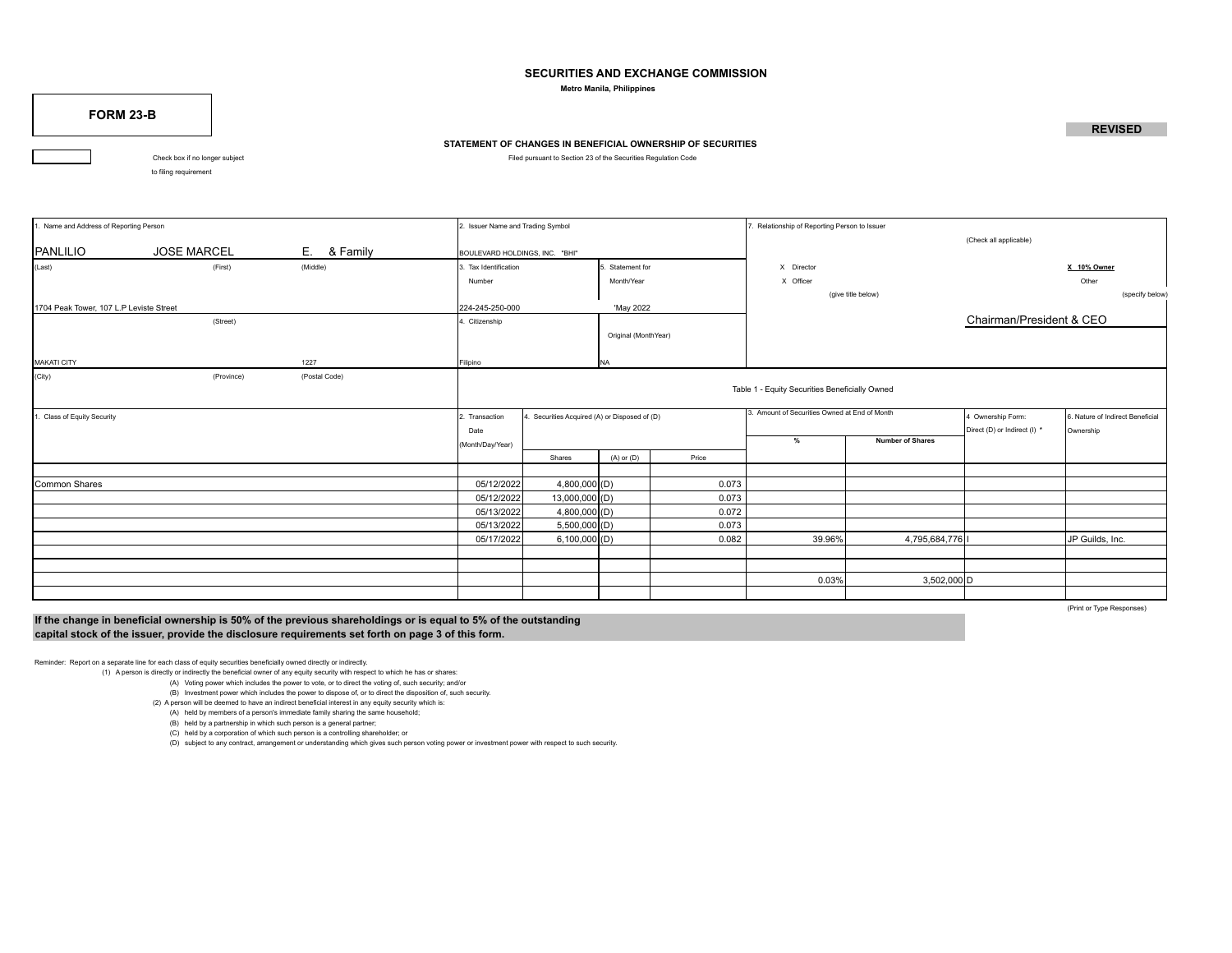# SECURITIES AND EXCHANGE COMMISSION

**Metro Manila, Philippines**

## FORM 23-B

**REVISED**

### STATEMENT OF CHANGES IN BENEFICIAL OWNERSHIP OF SECURITIES

Filed pursuant to Section 23 of the Securities Regulation Code

☐ Check box if no longer subject to filing requirement

| 1. Name and Address of Reporting Person | | | 2. Issuer Name and Trading Symbol | | 7. Relationship of Reporting Person to Issuer (Check all applicable) |
|---|---|---|---|---|---|
| PANLILIO | JOSE MARCEL | E. & Family | BOULEVARD HOLDINGS, INC. "BHI" | | X Director / X 10% Owner |
| (Last) | (First) | (Middle) | 3. Tax Identification Number | 5. Statement for Month/Year | X Officer (give title below) / Other (specify below) |
| 1704 Peak Tower, 107 L.P Leviste Street | | | 224-245-250-000 | 'May 2022 | Chairman/President & CEO |
| (Street) | | | 4. Citizenship | Original (MonthYear) | |
| MAKATI CITY | | 1227 | Filipino | NA | |
| (City) | (Province) | (Postal Code) | | | |

**Table 1 - Equity Securities Beneficially Owned**

| 1. Class of Equity Security | 2. Transaction Date (Month/Day/Year) | 4. Securities Acquired (A) or Disposed of (D) | | | 3. Amount of Securities Owned at End of Month | | 4 Ownership Form: Direct (D) or Indirect (I) * | 6. Nature of Indirect Beneficial Ownership |
|---|---|---|---|---|---|---|---|---|
| | | Shares | (A) or (D) | Price | % | Number of Shares | | |
| Common Shares | 05/12/2022 | 4,800,000 | (D) | 0.073 | | | | |
| | 05/12/2022 | 13,000,000 | (D) | 0.073 | | | | |
| | 05/13/2022 | 4,800,000 | (D) | 0.072 | | | | |
| | 05/13/2022 | 5,500,000 | (D) | 0.073 | | | | |
| | 05/17/2022 | 6,100,000 | (D) | 0.082 | 39.96% | 4,795,684,776 | I | JP Guilds, Inc. |
| | | | | | | | | |
| | | | | | | | | |
| | | | | | 0.03% | 3,502,000 | D | |

(Print or Type Responses)

**If the change in beneficial ownership is 50% of the previous shareholdings or is equal to 5% of the outstanding capital stock of the issuer, provide the disclosure requirements set forth on page 3 of this form.**

Reminder: Report on a separate line for each class of equity securities beneficially owned directly or indirectly.

(1) A person is directly or indirectly the beneficial owner of any equity security with respect to which he has or shares:

(A) Voting power which includes the power to vote, or to direct the voting of, such security; and/or

(B) Investment power which includes the power to dispose of, or to direct the disposition of, such security.

(2) A person will be deemed to have an indirect beneficial interest in any equity security which is:

(A) held by members of a person's immediate family sharing the same household;

(B) held by a partnership in which such person is a general partner;

(C) held by a corporation of which such person is a controlling shareholder; or

(D) subject to any contract, arrangement or understanding which gives such person voting power or investment power with respect to such security.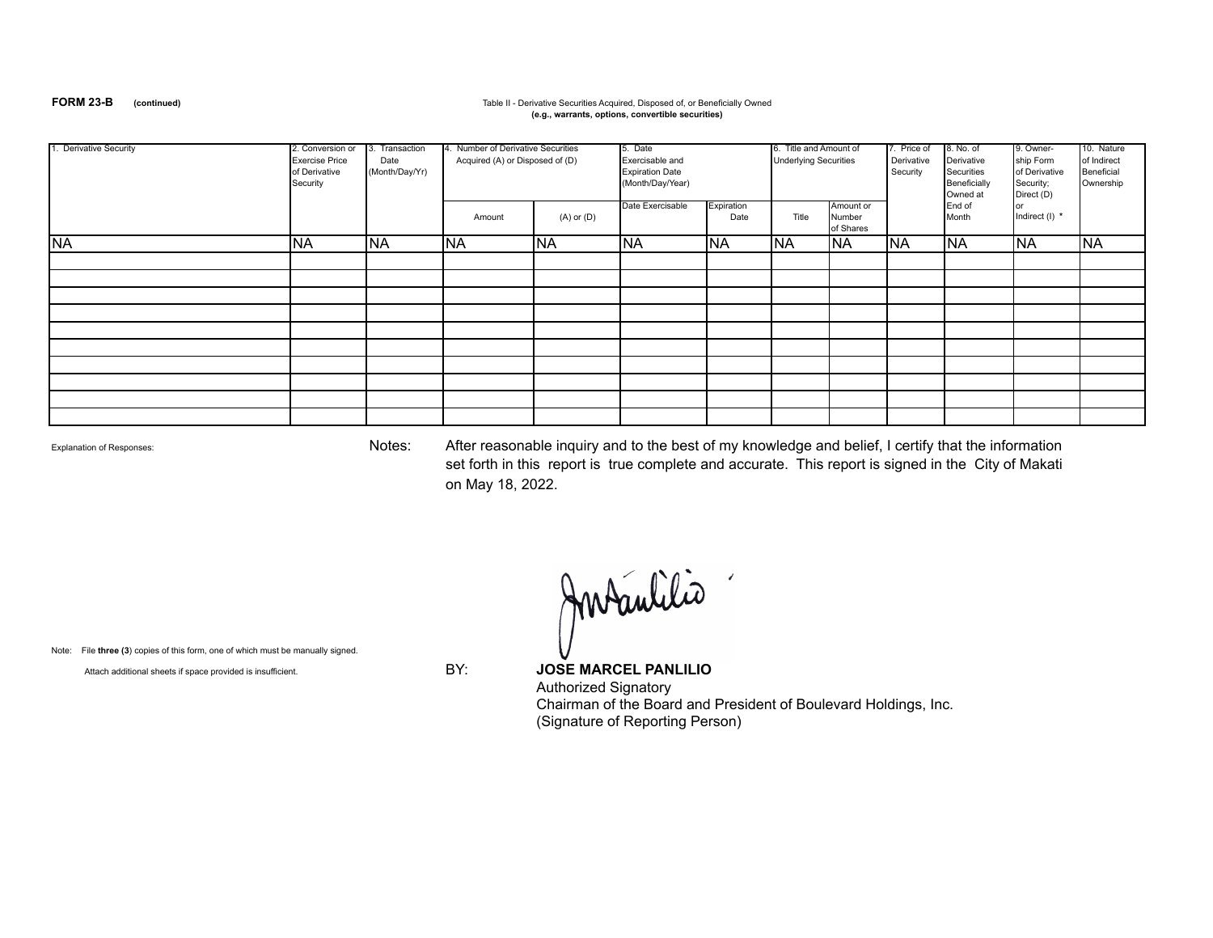**FORM 23-B** (continued)

Table II - Derivative Securities Acquired, Disposed of, or Beneficially Owned
**(e.g., warrants, options, convertible securities)**

| 1. Derivative Security | 2. Conversion or Exercise Price of Derivative Security | 3. Transaction Date (Month/Day/Yr) | 4. Number of Derivative Securities Acquired (A) or Disposed of (D) | | 5. Date Exercisable and Expiration Date (Month/Day/Year) | | 6. Title and Amount of Underlying Securities | | 7. Price of Derivative Security | 8. No. of Derivative Securities Beneficially Owned at End of Month | 9. Owner-ship Form of Derivative Security; Direct (D) or Indirect (I) * | 10. Nature of Indirect Beneficial Ownership |
|---|---|---|---|---|---|---|---|---|---|---|---|---|
| | | | Amount | (A) or (D) | Date Exercisable | Expiration Date | Title | Amount or Number of Shares | | | | |
| NA | NA | NA | NA | NA | NA | NA | NA | NA | NA | NA | NA | NA |
| | | | | | | | | | | | | |
| | | | | | | | | | | | | |
| | | | | | | | | | | | | |
| | | | | | | | | | | | | |
| | | | | | | | | | | | | |
| | | | | | | | | | | | | |
| | | | | | | | | | | | | |
| | | | | | | | | | | | | |
| | | | | | | | | | | | | |
| | | | | | | | | | | | | |

Explanation of Responses:

Notes: After reasonable inquiry and to the best of my knowledge and belief, I certify that the information set forth in this report is true complete and accurate. This report is signed in the City of Makati on May 18, 2022.

Note: File **three (3)** copies of this form, one of which must be manually signed.

Attach additional sheets if space provided is insufficient.

BY: **JOSE MARCEL PANLILIO**
Authorized Signatory
Chairman of the Board and President of Boulevard Holdings, Inc.
(Signature of Reporting Person)